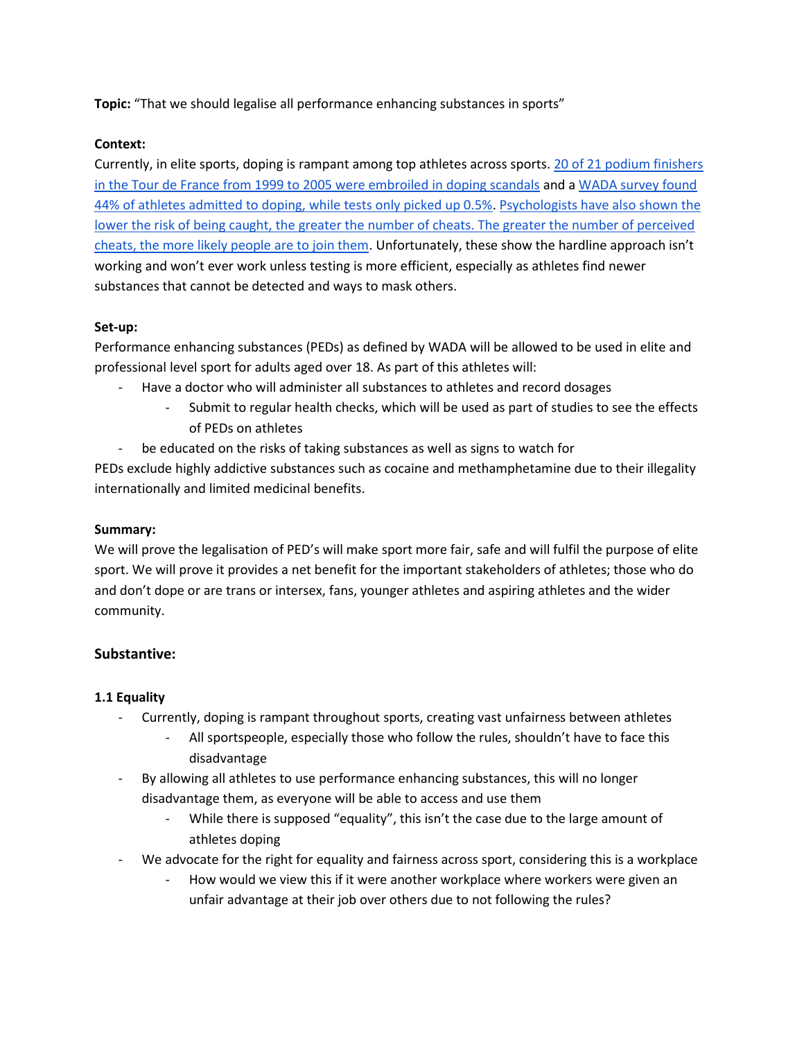**Topic:** "That we should legalise all performance enhancing substances in sports"

**Context:**

Currently, in elite sports, doping is rampant among top athletes across sports. 20 of 21 podium finishers in the Tour de France from 1999 to 2005 were embroiled in doping scandals and a WADA survey found 44% of athletes admitted to doping, while tests only picked up 0.5%. Psychologists have also shown the lower the risk of being caught, the greater the number of cheats. The greater the number of perceived cheats, the more likely people are to join them. Unfortunately, these show the hardline approach isn't working and won't ever work unless testing is more efficient, especially as athletes find newer substances that cannot be detected and ways to mask others.

**Set-up:**

Performance enhancing substances (PEDs) as defined by WADA will be allowed to be used in elite and professional level sport for adults aged over 18. As part of this athletes will:

- Have a doctor who will administer all substances to athletes and record dosages
    - Submit to regular health checks, which will be used as part of studies to see the effects of PEDs on athletes
- be educated on the risks of taking substances as well as signs to watch for

PEDs exclude highly addictive substances such as cocaine and methamphetamine due to their illegality internationally and limited medicinal benefits.

**Summary:**

We will prove the legalisation of PED's will make sport more fair, safe and will fulfil the purpose of elite sport. We will prove it provides a net benefit for the important stakeholders of athletes; those who do and don't dope or are trans or intersex, fans, younger athletes and aspiring athletes and the wider community.

## Substantive:

**1.1 Equality**

- Currently, doping is rampant throughout sports, creating vast unfairness between athletes
    - All sportspeople, especially those who follow the rules, shouldn't have to face this disadvantage
- By allowing all athletes to use performance enhancing substances, this will no longer disadvantage them, as everyone will be able to access and use them
    - While there is supposed "equality", this isn't the case due to the large amount of athletes doping
- We advocate for the right for equality and fairness across sport, considering this is a workplace
    - How would we view this if it were another workplace where workers were given an unfair advantage at their job over others due to not following the rules?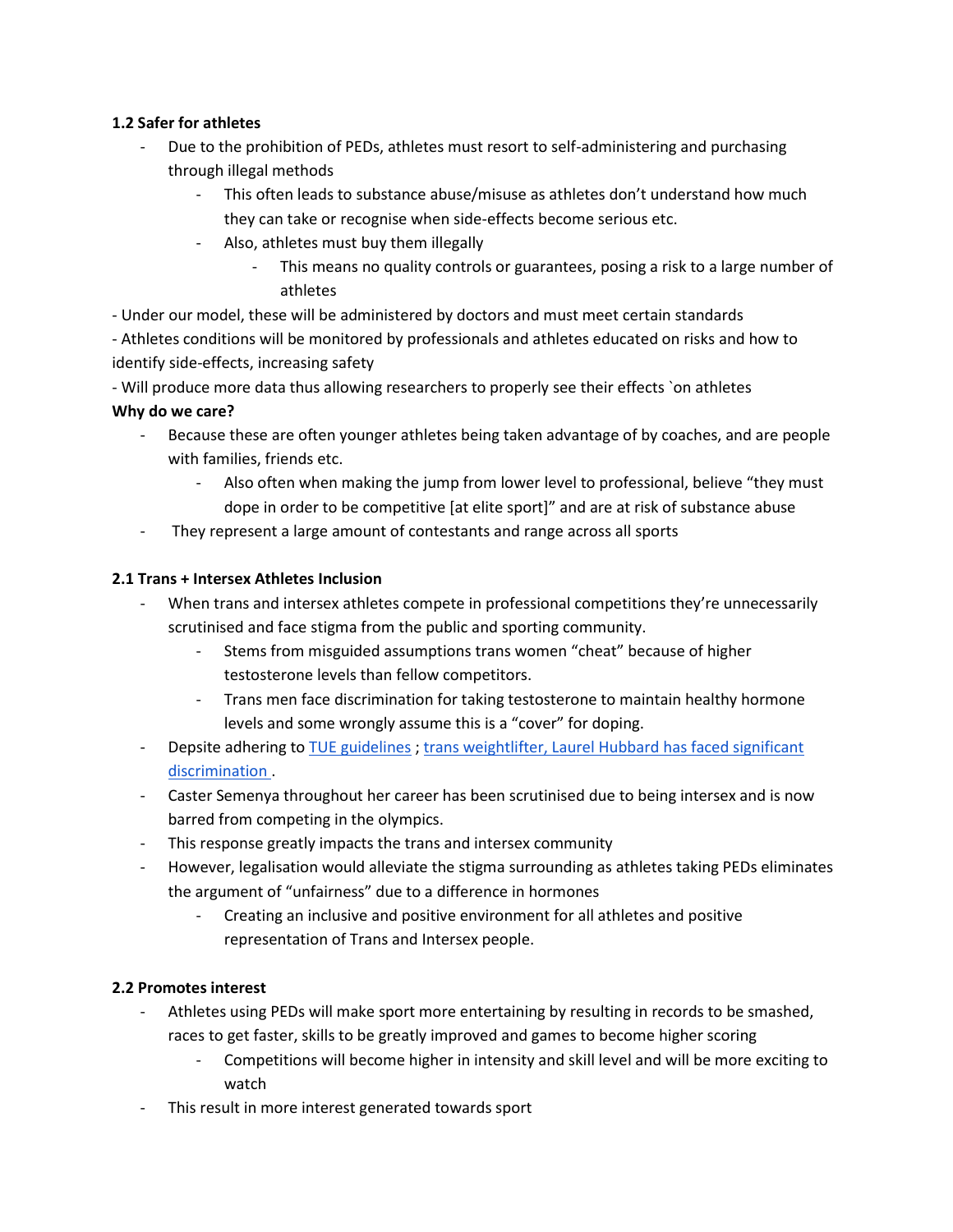**1.2 Safer for athletes**

- Due to the prohibition of PEDs, athletes must resort to self-administering and purchasing through illegal methods
    - This often leads to substance abuse/misuse as athletes don't understand how much they can take or recognise when side-effects become serious etc.
    - Also, athletes must buy them illegally
        - This means no quality controls or guarantees, posing a risk to a large number of athletes

- Under our model, these will be administered by doctors and must meet certain standards
- Athletes conditions will be monitored by professionals and athletes educated on risks and how to identify side-effects, increasing safety
- Will produce more data thus allowing researchers to properly see their effects `on athletes

**Why do we care?**

- Because these are often younger athletes being taken advantage of by coaches, and are people with families, friends etc.
    - Also often when making the jump from lower level to professional, believe "they must dope in order to be competitive [at elite sport]" and are at risk of substance abuse
- They represent a large amount of contestants and range across all sports

**2.1 Trans + Intersex Athletes Inclusion**

- When trans and intersex athletes compete in professional competitions they're unnecessarily scrutinised and face stigma from the public and sporting community.
    - Stems from misguided assumptions trans women "cheat" because of higher testosterone levels than fellow competitors.
    - Trans men face discrimination for taking testosterone to maintain healthy hormone levels and some wrongly assume this is a "cover" for doping.
- Depsite adhering to TUE guidelines ; trans weightlifter, Laurel Hubbard has faced significant discrimination .
- Caster Semenya throughout her career has been scrutinised due to being intersex and is now barred from competing in the olympics.
- This response greatly impacts the trans and intersex community
- However, legalisation would alleviate the stigma surrounding as athletes taking PEDs eliminates the argument of "unfairness" due to a difference in hormones
    - Creating an inclusive and positive environment for all athletes and positive representation of Trans and Intersex people.

**2.2 Promotes interest**

- Athletes using PEDs will make sport more entertaining by resulting in records to be smashed, races to get faster, skills to be greatly improved and games to become higher scoring
    - Competitions will become higher in intensity and skill level and will be more exciting to watch
- This result in more interest generated towards sport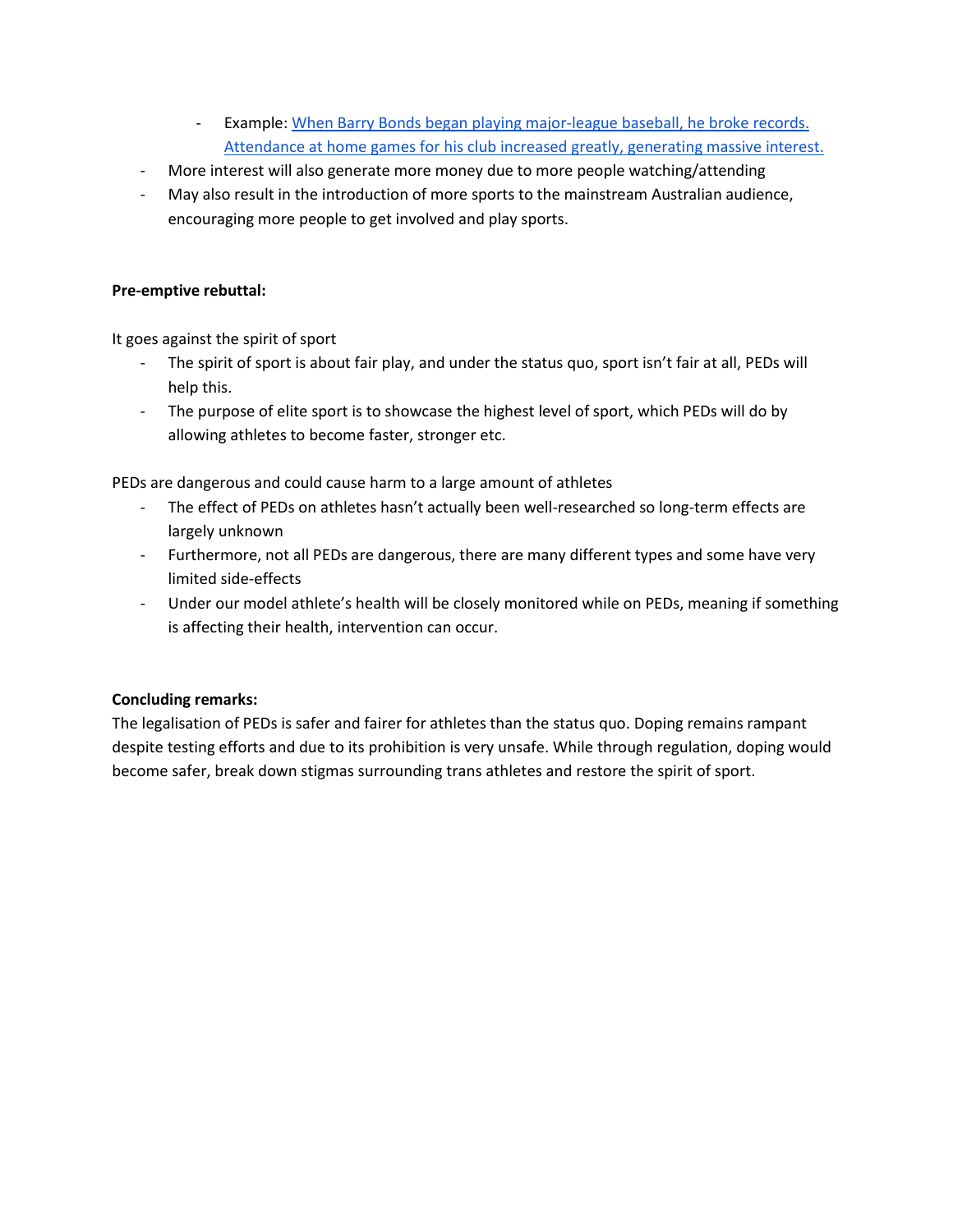- Example: When Barry Bonds began playing major-league baseball, he broke records. Attendance at home games for his club increased greatly, generating massive interest.
- More interest will also generate more money due to more people watching/attending
- May also result in the introduction of more sports to the mainstream Australian audience, encouraging more people to get involved and play sports.

**Pre-emptive rebuttal:**

It goes against the spirit of sport

- The spirit of sport is about fair play, and under the status quo, sport isn't fair at all, PEDs will help this.
- The purpose of elite sport is to showcase the highest level of sport, which PEDs will do by allowing athletes to become faster, stronger etc.

PEDs are dangerous and could cause harm to a large amount of athletes

- The effect of PEDs on athletes hasn't actually been well-researched so long-term effects are largely unknown
- Furthermore, not all PEDs are dangerous, there are many different types and some have very limited side-effects
- Under our model athlete's health will be closely monitored while on PEDs, meaning if something is affecting their health, intervention can occur.

**Concluding remarks:**

The legalisation of PEDs is safer and fairer for athletes than the status quo. Doping remains rampant despite testing efforts and due to its prohibition is very unsafe. While through regulation, doping would become safer, break down stigmas surrounding trans athletes and restore the spirit of sport.